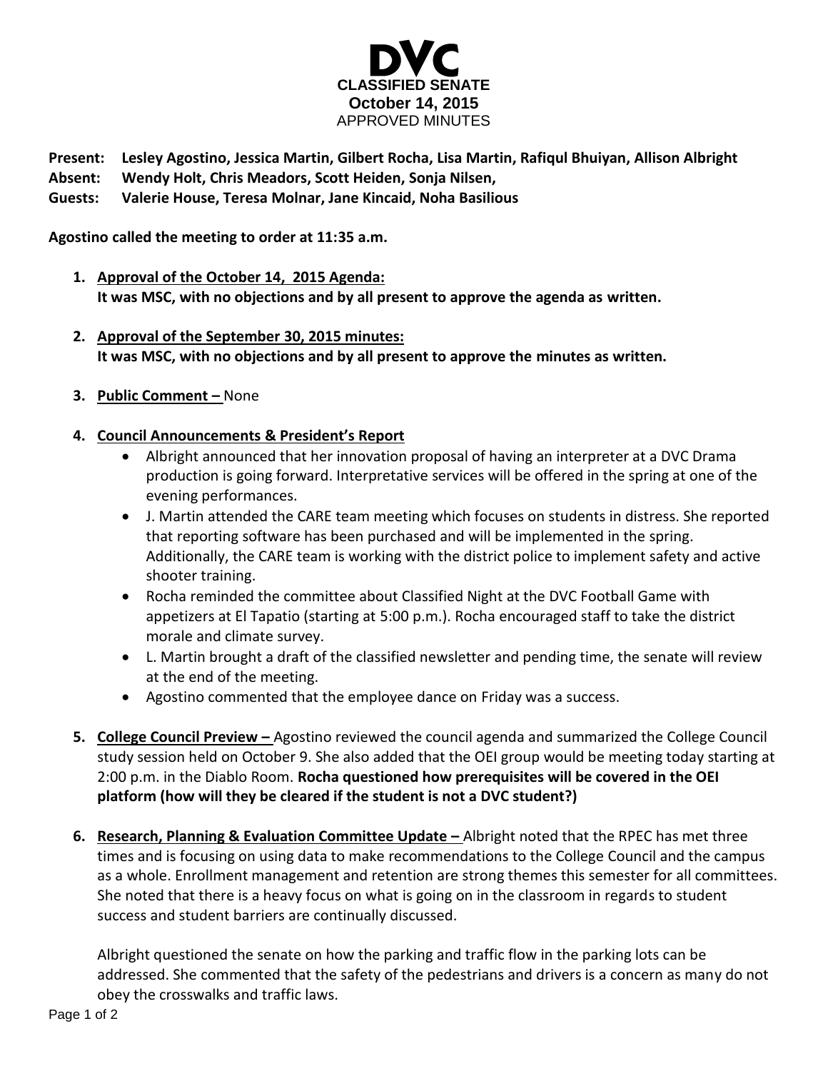# DVC

**CLASSIFIED SENATE**
**October 14, 2015**
APPROVED MINUTES

**Present:** **Lesley Agostino, Jessica Martin, Gilbert Rocha, Lisa Martin, Rafiqul Bhuiyan, Allison Albright**
**Absent:** **Wendy Holt, Chris Meadors, Scott Heiden, Sonja Nilsen,**
**Guests:** **Valerie House, Teresa Molnar, Jane Kincaid, Noha Basilious**

**Agostino called the meeting to order at 11:35 a.m.**

1. **Approval of the October 14, 2015 Agenda:**
   **It was MSC, with no objections and by all present to approve the agenda as written.**

2. **Approval of the September 30, 2015 minutes:**
   **It was MSC, with no objections and by all present to approve the minutes as written.**

3. **Public Comment –** None

4. **Council Announcements & President's Report**
   - Albright announced that her innovation proposal of having an interpreter at a DVC Drama production is going forward. Interpretative services will be offered in the spring at one of the evening performances.
   - J. Martin attended the CARE team meeting which focuses on students in distress. She reported that reporting software has been purchased and will be implemented in the spring. Additionally, the CARE team is working with the district police to implement safety and active shooter training.
   - Rocha reminded the committee about Classified Night at the DVC Football Game with appetizers at El Tapatio (starting at 5:00 p.m.). Rocha encouraged staff to take the district morale and climate survey.
   - L. Martin brought a draft of the classified newsletter and pending time, the senate will review at the end of the meeting.
   - Agostino commented that the employee dance on Friday was a success.

5. **College Council Preview –** Agostino reviewed the council agenda and summarized the College Council study session held on October 9. She also added that the OEI group would be meeting today starting at 2:00 p.m. in the Diablo Room. **Rocha questioned how prerequisites will be covered in the OEI platform (how will they be cleared if the student is not a DVC student?)**

6. **Research, Planning & Evaluation Committee Update –** Albright noted that the RPEC has met three times and is focusing on using data to make recommendations to the College Council and the campus as a whole. Enrollment management and retention are strong themes this semester for all committees. She noted that there is a heavy focus on what is going on in the classroom in regards to student success and student barriers are continually discussed.

   Albright questioned the senate on how the parking and traffic flow in the parking lots can be addressed. She commented that the safety of the pedestrians and drivers is a concern as many do not obey the crosswalks and traffic laws.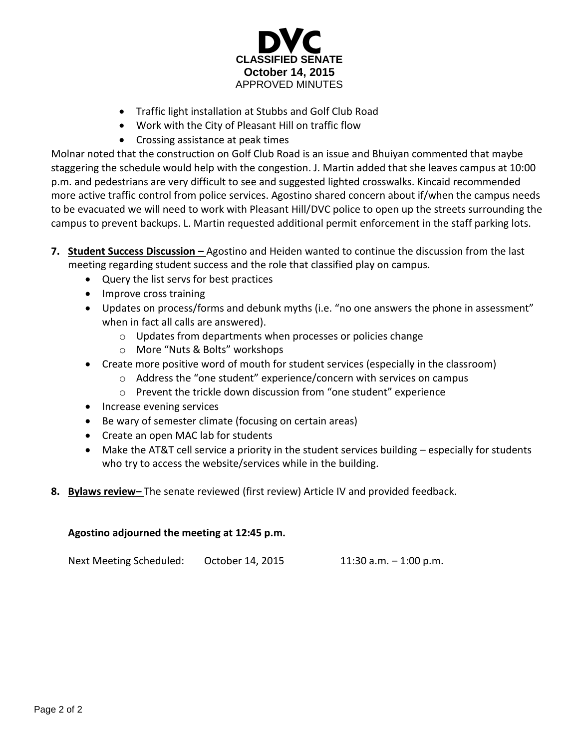- Traffic light installation at Stubbs and Golf Club Road
- Work with the City of Pleasant Hill on traffic flow
- Crossing assistance at peak times

Molnar noted that the construction on Golf Club Road is an issue and Bhuiyan commented that maybe staggering the schedule would help with the congestion. J. Martin added that she leaves campus at 10:00 p.m. and pedestrians are very difficult to see and suggested lighted crosswalks. Kincaid recommended more active traffic control from police services. Agostino shared concern about if/when the campus needs to be evacuated we will need to work with Pleasant Hill/DVC police to open up the streets surrounding the campus to prevent backups. L. Martin requested additional permit enforcement in the staff parking lots.

7. **Student Success Discussion –** Agostino and Heiden wanted to continue the discussion from the last meeting regarding student success and the role that classified play on campus.
   - Query the list servs for best practices
   - Improve cross training
   - Updates on process/forms and debunk myths (i.e. "no one answers the phone in assessment" when in fact all calls are answered).
     - Updates from departments when processes or policies change
     - More "Nuts & Bolts" workshops
   - Create more positive word of mouth for student services (especially in the classroom)
     - Address the "one student" experience/concern with services on campus
     - Prevent the trickle down discussion from "one student" experience
   - Increase evening services
   - Be wary of semester climate (focusing on certain areas)
   - Create an open MAC lab for students
   - Make the AT&T cell service a priority in the student services building – especially for students who try to access the website/services while in the building.

8. **Bylaws review–** The senate reviewed (first review) Article IV and provided feedback.

**Agostino adjourned the meeting at 12:45 p.m.**

Next Meeting Scheduled: October 14, 2015 11:30 a.m. – 1:00 p.m.